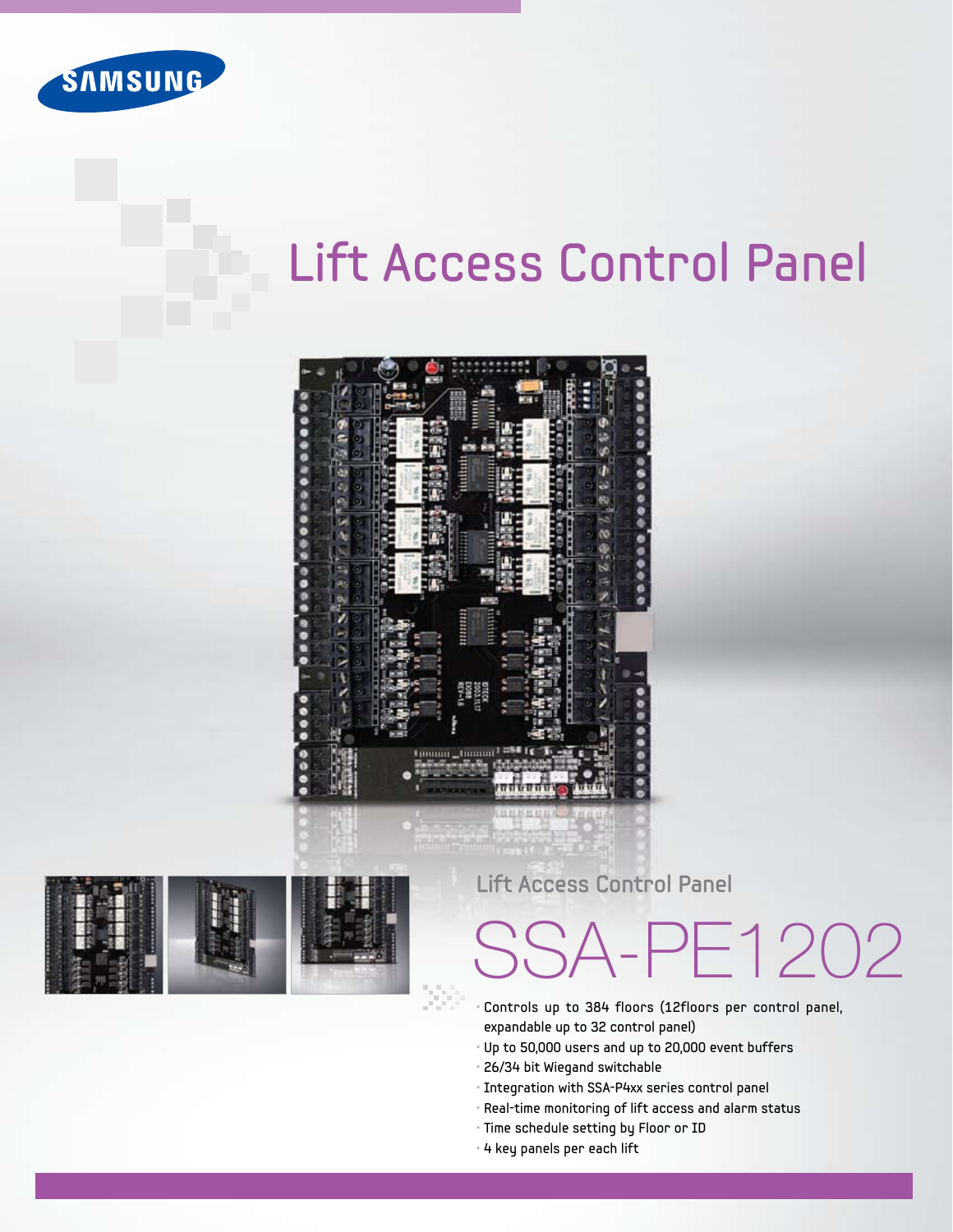SAMSUNG

# Lift Access Control Panel

## Lift Access Control Panel

# SSA-PE1202

- Controls up to 384 floors (12floors per control panel, expandable up to 32 control panel)
- Up to 50,000 users and up to 20,000 event buffers
- 26/34 bit Wiegand switchable
- Integration with SSA-P4xx series control panel
- Real-time monitoring of lift access and alarm status
- Time schedule setting by Floor or ID
- 4 key panels per each lift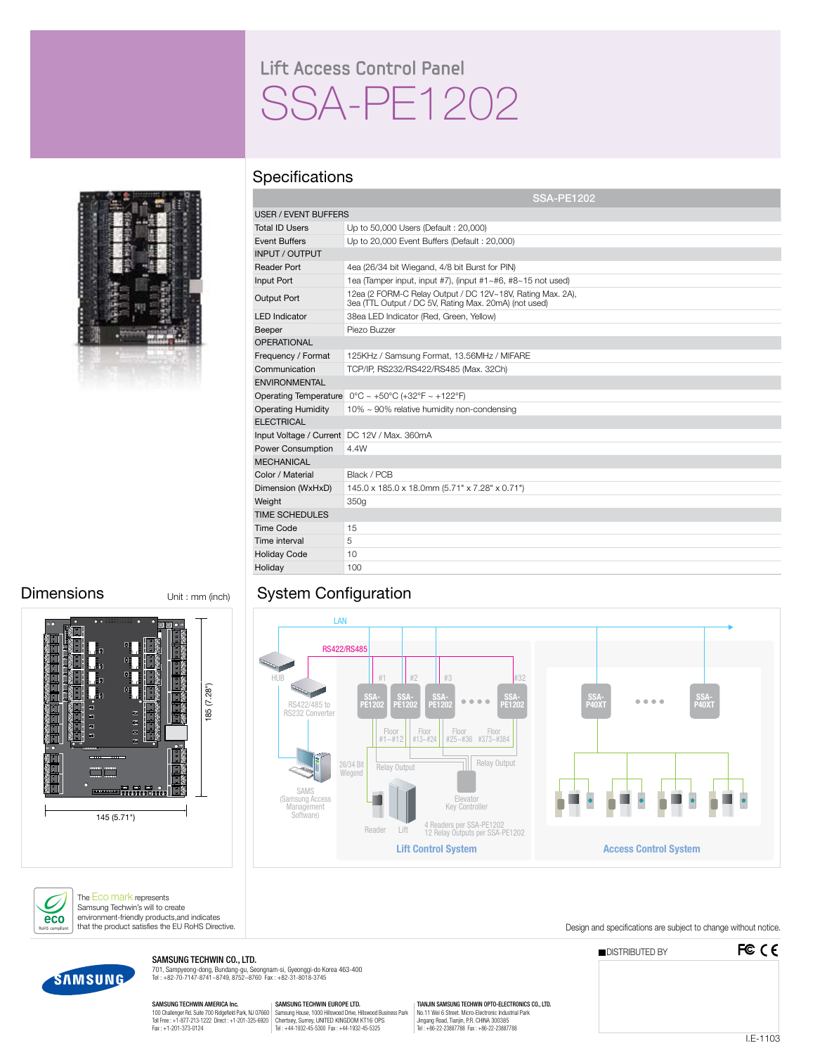# Lift Access Control Panel

# SSA-PE1202

## Specifications

| | SSA-PE1202 |
|---|---|
| **USER / EVENT BUFFERS** | |
| Total ID Users | Up to 50,000 Users (Default : 20,000) |
| Event Buffers | Up to 20,000 Event Buffers (Default : 20,000) |
| **INPUT / OUTPUT** | |
| Reader Port | 4ea (26/34 bit Wiegand, 4/8 bit Burst for PIN) |
| Input Port | 1ea (Tamper input, input #7), (input #1~#6, #8~15 not used) |
| Output Port | 12ea (2 FORM-C Relay Output / DC 12V~18V, Rating Max. 2A), 3ea (TTL Output / DC 5V, Rating Max. 20mA) (not used) |
| LED Indicator | 38ea LED Indicator (Red, Green, Yellow) |
| Beeper | Piezo Buzzer |
| **OPERATIONAL** | |
| Frequency / Format | 125KHz / Samsung Format, 13.56MHz / MIFARE |
| Communication | TCP/IP, RS232/RS422/RS485 (Max. 32Ch) |
| **ENVIRONMENTAL** | |
| Operating Temperature | 0°C ~ +50°C (+32°F ~ +122°F) |
| Operating Humidity | 10% ~ 90% relative humidity non-condensing |
| **ELECTRICAL** | |
| Input Voltage / Current | DC 12V / Max. 360mA |
| Power Consumption | 4.4W |
| **MECHANICAL** | |
| Color / Material | Black / PCB |
| Dimension (WxHxD) | 145.0 x 185.0 x 18.0mm (5.71" x 7.28" x 0.71") |
| Weight | 350g |
| **TIME SCHEDULES** | |
| Time Code | 15 |
| Time interval | 5 |
| Holiday Code | 10 |
| Holiday | 100 |

## Dimensions

Unit : mm (inch)

185 (7.28")

145 (5.71")

## System Configuration

LAN

RS422/RS485

HUB

RS422/485 to RS232 Converter

SAMS (Samsung Access Management Software)

#1 #2 #3 #32

SSA-PE1202 SSA-PE1202 SSA-PE1202 SSA-PE1202

Floor #1~#12 Floor #13~#24 Floor #25~#36 Floor #373~#384

26/34 Bit Wiegand

Relay Output

Relay Output

Elevator Key Controller

Reader Lift

4 Readers per SSA-PE1202
12 Relay Outputs per SSA-PE1202

Lift Control System

SSA-P40XT SSA-P40XT

Access Control System

The Eco mark represents Samsung Techwin's will to create environment-friendly products,and indicates that the product satisfies the EU RoHS Directive.

Design and specifications are subject to change without notice.

DISTRIBUTED BY

**SAMSUNG TECHWIN CO., LTD.**
701, Sampyeong-dong, Bundang-gu, Seongnam-si, Gyeonggi-do Korea 463-400
Tel : +82-70-7147-8741~8749, 8752~8760 Fax : +82-31-8018-3745

**SAMSUNG TECHWIN AMERICA Inc.**
100 Challenger Rd. Suite 700 Ridgefield Park, NJ 07660
Toll Free : +1-877-213-1222 Direct : +1-201-325-6920
Fax : +1-201-373-0124

**SAMSUNG TECHWIN EUROPE LTD.**
Samsung House, 1000 Hillswood Drive, Hillswood Business Park
Chertsey, Surrey, UNITED KINGDOM KT16 OPS
Tel : +44-1932-45-5300 Fax : +44-1932-45-5325

**TIANJIN SAMSUNG TECHWIN OPTO-ELECTRONICS CO., LTD.**
No.11 Wei 6 Street. Micro-Electronic Industrial Park
Jingang Road, Tianjin, P.R. CHINA 300385
Tel : +86-22-23887788 Fax : +86-22-23887788

I.E-1103